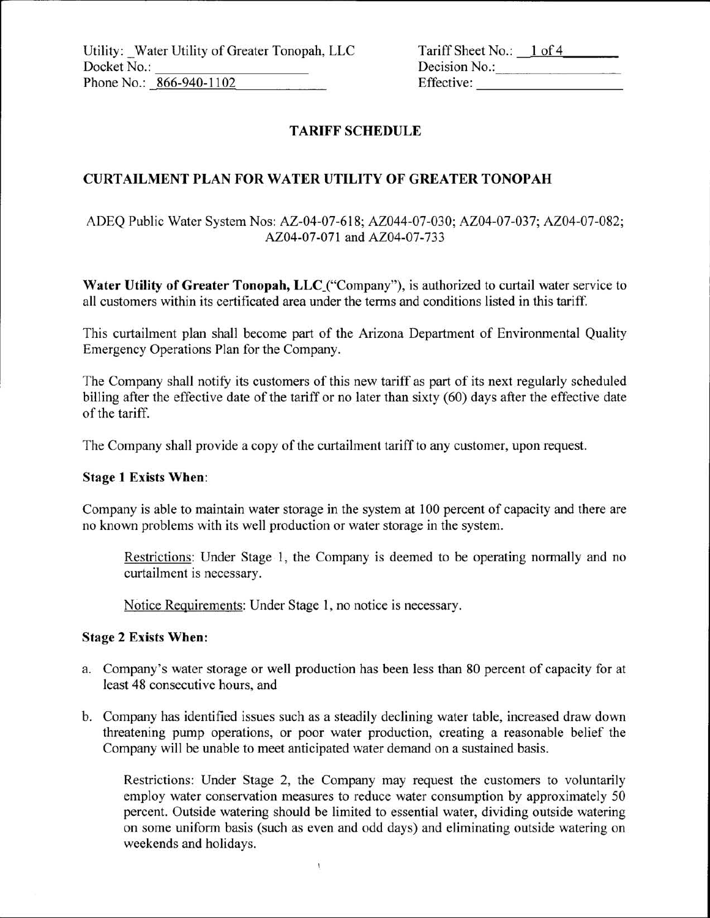Utility: _Water Utility of Greater Tonopah, LLC
Docket No.: ____________________
Phone No.: 866-940-1102

Tariff Sheet No.: 1 of 4
Decision No.: ____________________
Effective: ____________________

## TARIFF SCHEDULE

## CURTAILMENT PLAN FOR WATER UTILITY OF GREATER TONOPAH

ADEQ Public Water System Nos: AZ-04-07-618; AZ044-07-030; AZ04-07-037; AZ04-07-082; AZ04-07-071 and AZ04-07-733

**Water Utility of Greater Tonopah, LLC**_("Company"), is authorized to curtail water service to all customers within its certificated area under the terms and conditions listed in this tariff.

This curtailment plan shall become part of the Arizona Department of Environmental Quality Emergency Operations Plan for the Company.

The Company shall notify its customers of this new tariff as part of its next regularly scheduled billing after the effective date of the tariff or no later than sixty (60) days after the effective date of the tariff.

The Company shall provide a copy of the curtailment tariff to any customer, upon request.

**Stage 1 Exists When**:

Company is able to maintain water storage in the system at 100 percent of capacity and there are no known problems with its well production or water storage in the system.

Restrictions: Under Stage 1, the Company is deemed to be operating normally and no curtailment is necessary.

Notice Requirements: Under Stage 1, no notice is necessary.

**Stage 2 Exists When:**

a. Company's water storage or well production has been less than 80 percent of capacity for at least 48 consecutive hours, and

b. Company has identified issues such as a steadily declining water table, increased draw down threatening pump operations, or poor water production, creating a reasonable belief the Company will be unable to meet anticipated water demand on a sustained basis.

Restrictions: Under Stage 2, the Company may request the customers to voluntarily employ water conservation measures to reduce water consumption by approximately 50 percent. Outside watering should be limited to essential water, dividing outside watering on some uniform basis (such as even and odd days) and eliminating outside watering on weekends and holidays.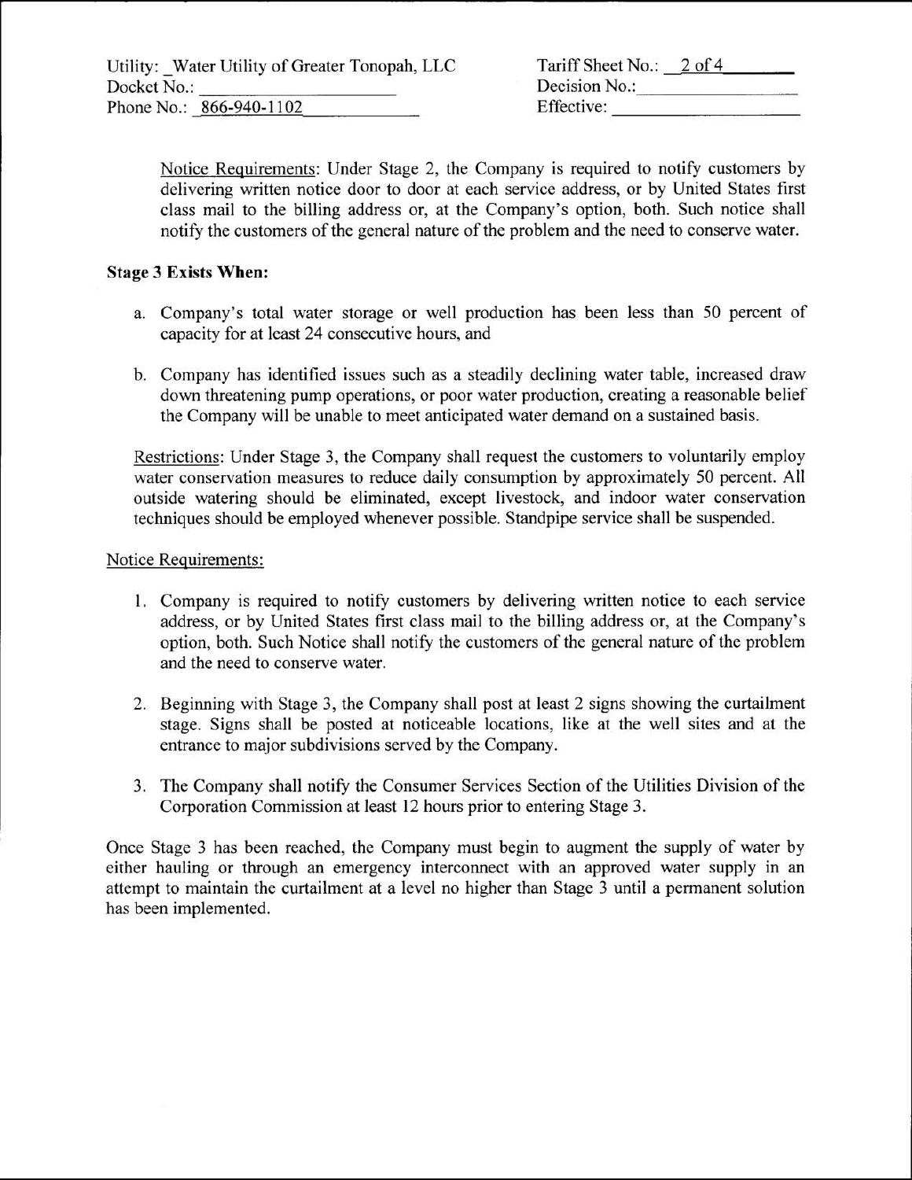Utility: _Water Utility of Greater Tonopah, LLC
Docket No.: ____________________
Phone No.: 866-940-1102

Tariff Sheet No.: 2 of 4
Decision No.: ____________________
Effective: ____________________

Notice Requirements: Under Stage 2, the Company is required to notify customers by delivering written notice door to door at each service address, or by United States first class mail to the billing address or, at the Company's option, both. Such notice shall notify the customers of the general nature of the problem and the need to conserve water.

**Stage 3 Exists When:**

a. Company's total water storage or well production has been less than 50 percent of capacity for at least 24 consecutive hours, and

b. Company has identified issues such as a steadily declining water table, increased draw down threatening pump operations, or poor water production, creating a reasonable belief the Company will be unable to meet anticipated water demand on a sustained basis.

Restrictions: Under Stage 3, the Company shall request the customers to voluntarily employ water conservation measures to reduce daily consumption by approximately 50 percent. All outside watering should be eliminated, except livestock, and indoor water conservation techniques should be employed whenever possible. Standpipe service shall be suspended.

Notice Requirements:

1. Company is required to notify customers by delivering written notice to each service address, or by United States first class mail to the billing address or, at the Company's option, both. Such Notice shall notify the customers of the general nature of the problem and the need to conserve water.

2. Beginning with Stage 3, the Company shall post at least 2 signs showing the curtailment stage. Signs shall be posted at noticeable locations, like at the well sites and at the entrance to major subdivisions served by the Company.

3. The Company shall notify the Consumer Services Section of the Utilities Division of the Corporation Commission at least 12 hours prior to entering Stage 3.

Once Stage 3 has been reached, the Company must begin to augment the supply of water by either hauling or through an emergency interconnect with an approved water supply in an attempt to maintain the curtailment at a level no higher than Stage 3 until a permanent solution has been implemented.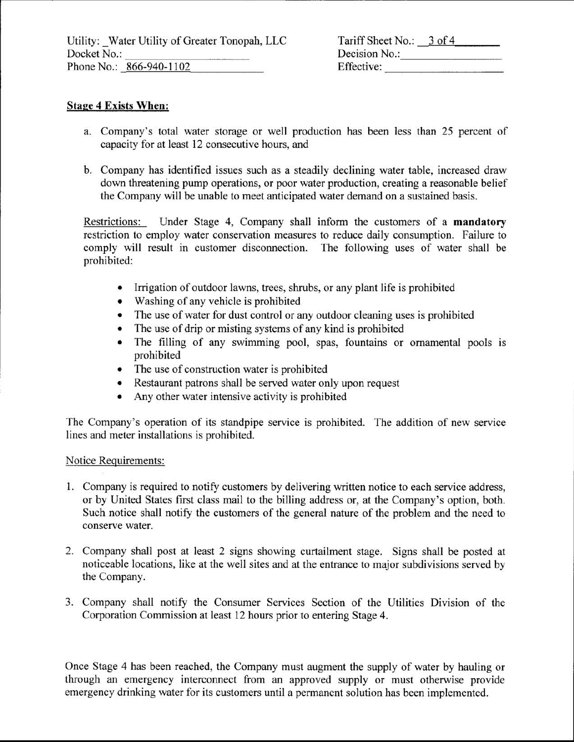Utility: _Water Utility of Greater Tonopah, LLC
Docket No.:
Phone No.: 866-940-1102

Tariff Sheet No.: 3 of 4
Decision No.:
Effective:

**Stage 4 Exists When:**

a. Company's total water storage or well production has been less than 25 percent of capacity for at least 12 consecutive hours, and

b. Company has identified issues such as a steadily declining water table, increased draw down threatening pump operations, or poor water production, creating a reasonable belief the Company will be unable to meet anticipated water demand on a sustained basis.

Restrictions: Under Stage 4, Company shall inform the customers of a **mandatory** restriction to employ water conservation measures to reduce daily consumption. Failure to comply will result in customer disconnection. The following uses of water shall be prohibited:

- Irrigation of outdoor lawns, trees, shrubs, or any plant life is prohibited
- Washing of any vehicle is prohibited
- The use of water for dust control or any outdoor cleaning uses is prohibited
- The use of drip or misting systems of any kind is prohibited
- The filling of any swimming pool, spas, fountains or ornamental pools is prohibited
- The use of construction water is prohibited
- Restaurant patrons shall be served water only upon request
- Any other water intensive activity is prohibited

The Company's operation of its standpipe service is prohibited. The addition of new service lines and meter installations is prohibited.

Notice Requirements:

1. Company is required to notify customers by delivering written notice to each service address, or by United States first class mail to the billing address or, at the Company's option, both. Such notice shall notify the customers of the general nature of the problem and the need to conserve water.

2. Company shall post at least 2 signs showing curtailment stage. Signs shall be posted at noticeable locations, like at the well sites and at the entrance to major subdivisions served by the Company.

3. Company shall notify the Consumer Services Section of the Utilities Division of the Corporation Commission at least 12 hours prior to entering Stage 4.

Once Stage 4 has been reached, the Company must augment the supply of water by hauling or through an emergency interconnect from an approved supply or must otherwise provide emergency drinking water for its customers until a permanent solution has been implemented.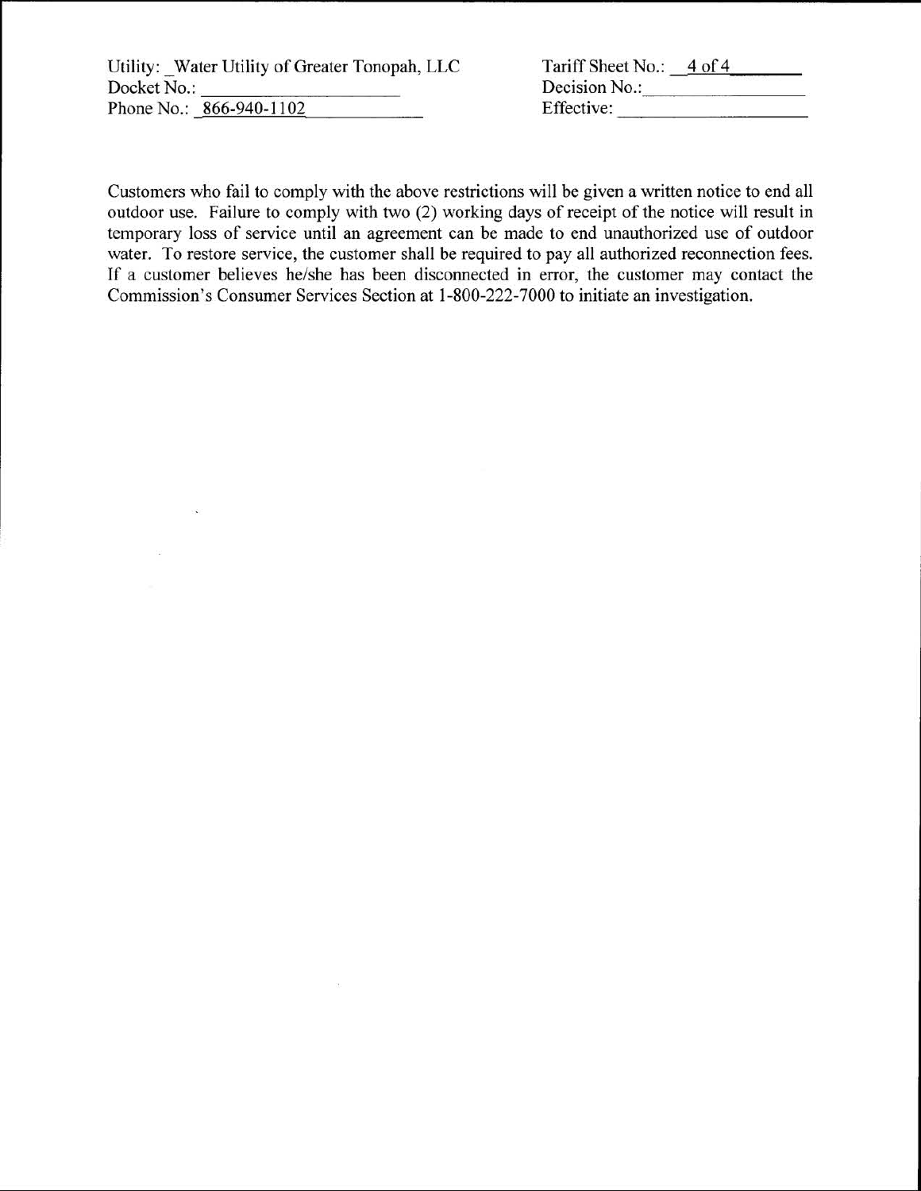| | |
|---|---|
| Utility: _Water Utility of Greater Tonopah, LLC | Tariff Sheet No.: 4 of 4 |
| Docket No.: | Decision No.: |
| Phone No.: 866-940-1102 | Effective: |

Customers who fail to comply with the above restrictions will be given a written notice to end all outdoor use. Failure to comply with two (2) working days of receipt of the notice will result in temporary loss of service until an agreement can be made to end unauthorized use of outdoor water. To restore service, the customer shall be required to pay all authorized reconnection fees. If a customer believes he/she has been disconnected in error, the customer may contact the Commission's Consumer Services Section at 1-800-222-7000 to initiate an investigation.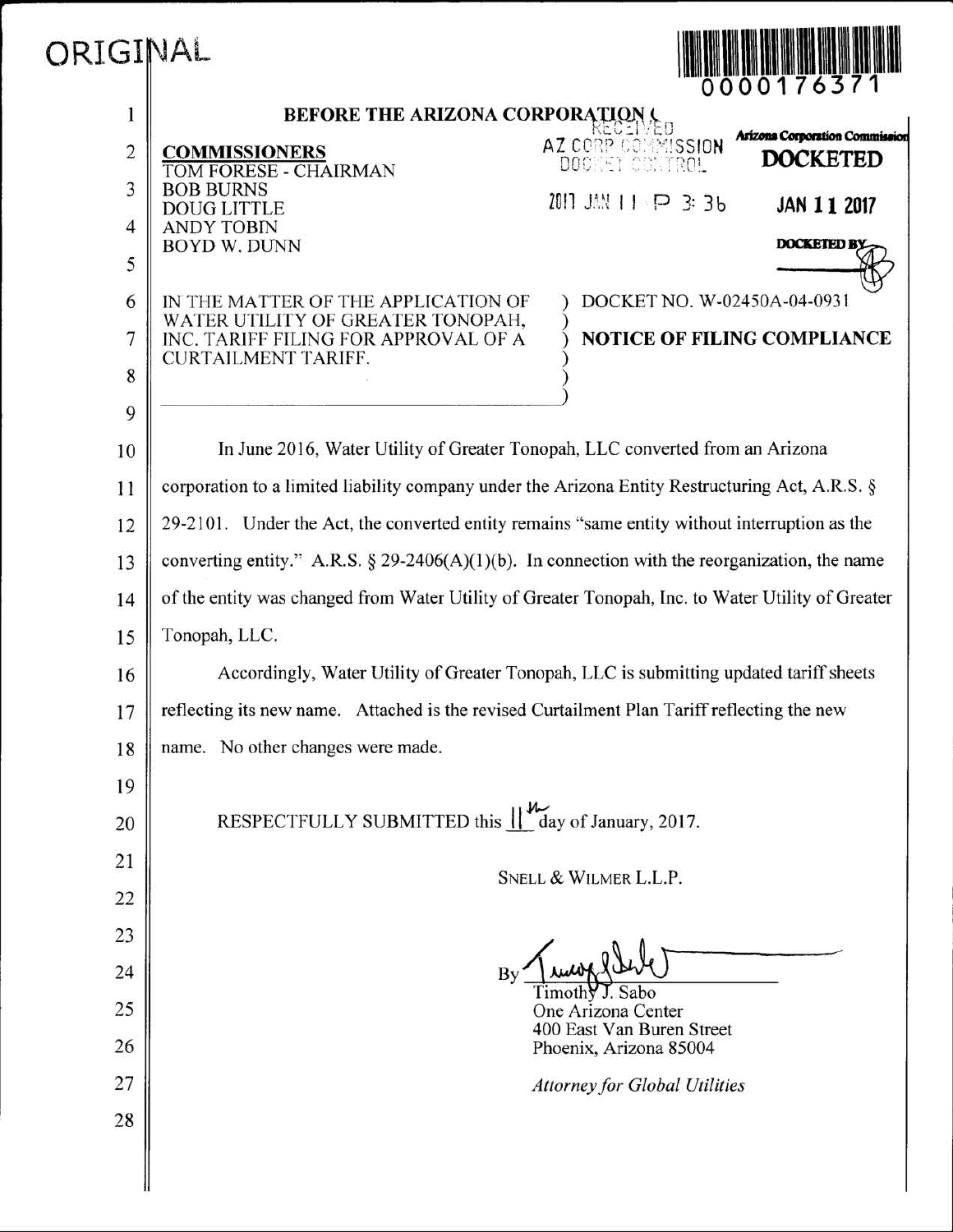ORIGINAL

0000176371

# BEFORE THE ARIZONA CORPORATION COMMISSION

RECEIVED
AZ CORP COMMISSION
DOCKET CONTROL
2017 JAN 11 P 3: 36

Arizona Corporation Commission
**DOCKETED**
JAN 11 2017
DOCKETED BY

**COMMISSIONERS**
TOM FORESE - CHAIRMAN
BOB BURNS
DOUG LITTLE
ANDY TOBIN
BOYD W. DUNN

IN THE MATTER OF THE APPLICATION OF WATER UTILITY OF GREATER TONOPAH, INC. TARIFF FILING FOR APPROVAL OF A CURTAILMENT TARIFF.

DOCKET NO. W-02450A-04-0931

**NOTICE OF FILING COMPLIANCE**

In June 2016, Water Utility of Greater Tonopah, LLC converted from an Arizona corporation to a limited liability company under the Arizona Entity Restructuring Act, A.R.S. § 29-2101. Under the Act, the converted entity remains "same entity without interruption as the converting entity." A.R.S. § 29-2406(A)(1)(b). In connection with the reorganization, the name of the entity was changed from Water Utility of Greater Tonopah, Inc. to Water Utility of Greater Tonopah, LLC.

Accordingly, Water Utility of Greater Tonopah, LLC is submitting updated tariff sheets reflecting its new name. Attached is the revised Curtailment Plan Tariff reflecting the new name. No other changes were made.

RESPECTFULLY SUBMITTED this 11th day of January, 2017.

SNELL & WILMER L.L.P.

By [signature]
Timothy J. Sabo
One Arizona Center
400 East Van Buren Street
Phoenix, Arizona 85004

*Attorney for Global Utilities*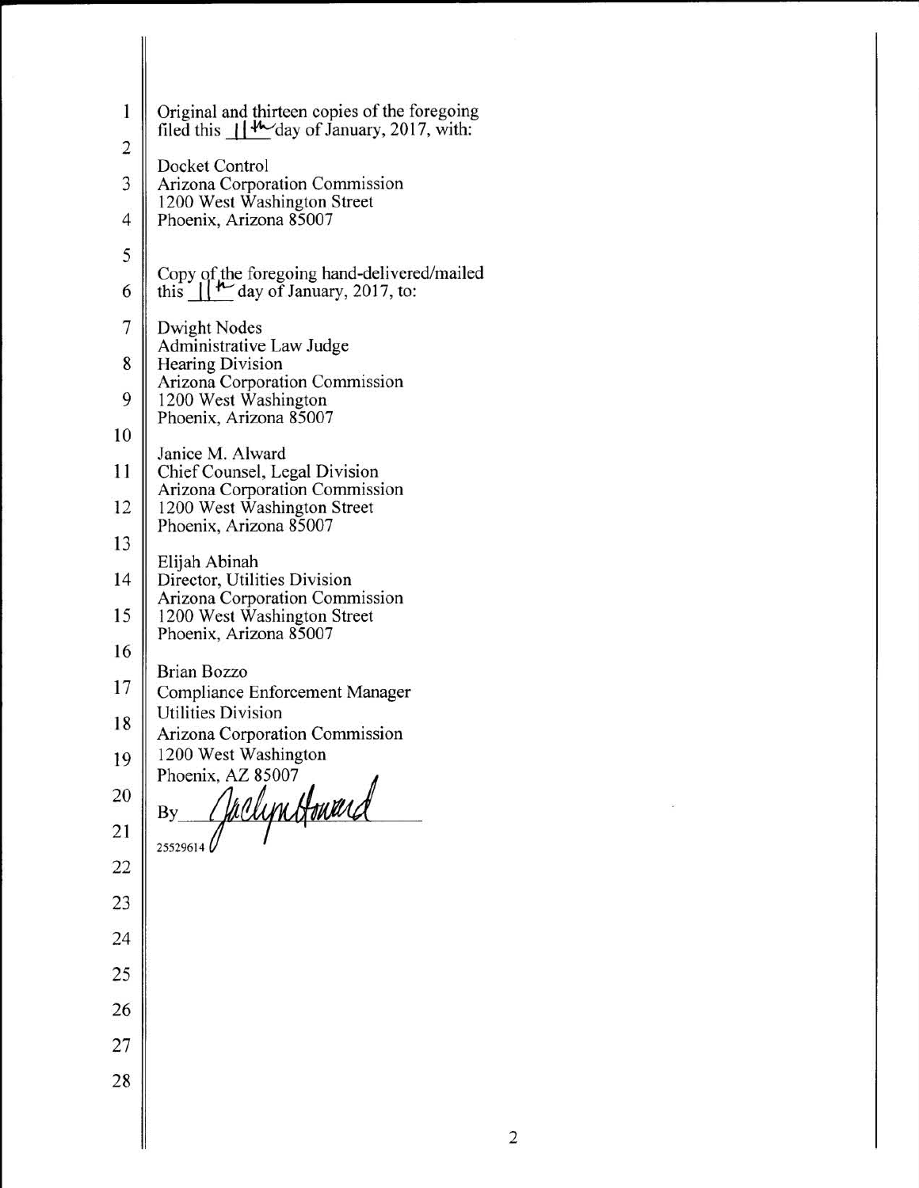Original and thirteen copies of the foregoing filed this 11th day of January, 2017, with:

Docket Control
Arizona Corporation Commission
1200 West Washington Street
Phoenix, Arizona 85007

Copy of the foregoing hand-delivered/mailed this 11th day of January, 2017, to:

Dwight Nodes
Administrative Law Judge
Hearing Division
Arizona Corporation Commission
1200 West Washington
Phoenix, Arizona 85007

Janice M. Alward
Chief Counsel, Legal Division
Arizona Corporation Commission
1200 West Washington Street
Phoenix, Arizona 85007

Elijah Abinah
Director, Utilities Division
Arizona Corporation Commission
1200 West Washington Street
Phoenix, Arizona 85007

Brian Bozzo
Compliance Enforcement Manager
Utilities Division
Arizona Corporation Commission
1200 West Washington
Phoenix, AZ 85007

By Jaclyn Howard

25529614